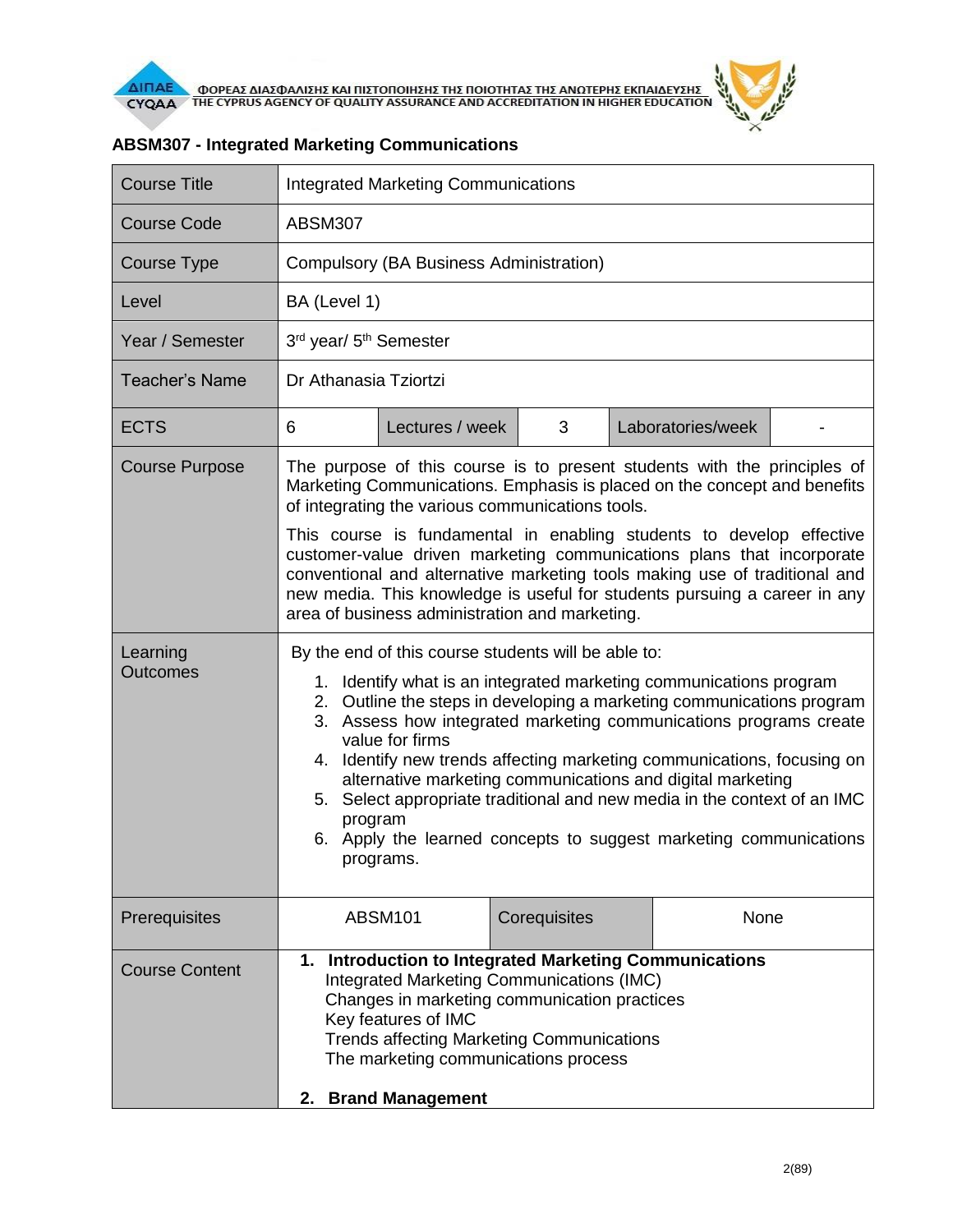## ABSM307 - Integrated Marketing Communications

| Course Title | Integrated Marketing Communications | | | | |
|---|---|---|---|---|---|
| Course Code | ABSM307 | | | | |
| Course Type | Compulsory (BA Business Administration) | | | | |
| Level | BA (Level 1) | | | | |
| Year / Semester | 3rd year/ 5th Semester | | | | |
| Teacher's Name | Dr Athanasia Tziortzi | | | | |
| ECTS | 6 | Lectures / week | 3 | Laboratories/week | - |
| Course Purpose | The purpose of this course is to present students with the principles of Marketing Communications. Emphasis is placed on the concept and benefits of integrating the various communications tools.<br><br>This course is fundamental in enabling students to develop effective customer-value driven marketing communications plans that incorporate conventional and alternative marketing tools making use of traditional and new media. This knowledge is useful for students pursuing a career in any area of business administration and marketing. | | | | |
| Learning Outcomes | By the end of this course students will be able to:<br>1. Identify what is an integrated marketing communications program<br>2. Outline the steps in developing a marketing communications program<br>3. Assess how integrated marketing communications programs create value for firms<br>4. Identify new trends affecting marketing communications, focusing on alternative marketing communications and digital marketing<br>5. Select appropriate traditional and new media in the context of an IMC program<br>6. Apply the learned concepts to suggest marketing communications programs. | | | | |
| Prerequisites | ABSM101 | Corequisites | None | | |
| Course Content | **1. Introduction to Integrated Marketing Communications**<br>Integrated Marketing Communications (IMC)<br>Changes in marketing communication practices<br>Key features of IMC<br>Trends affecting Marketing Communications<br>The marketing communications process<br><br>**2. Brand Management** | | | | |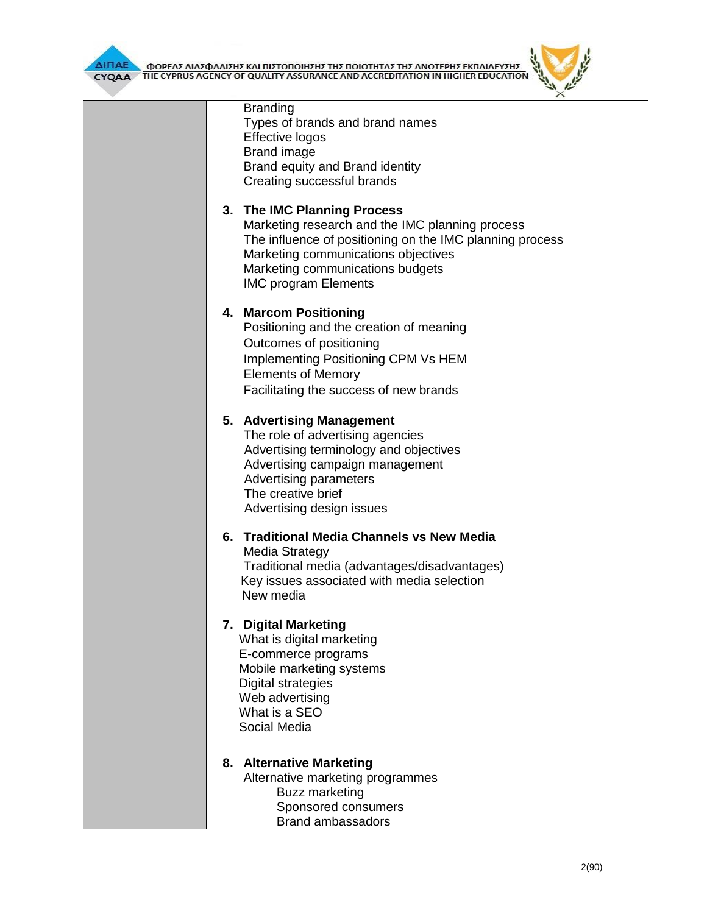| | |
|---|---|
| | Branding<br>Types of brands and brand names<br>Effective logos<br>Brand image<br>Brand equity and Brand identity<br>Creating successful brands<br><br>**3. The IMC Planning Process**<br>Marketing research and the IMC planning process<br>The influence of positioning on the IMC planning process<br>Marketing communications objectives<br>Marketing communications budgets<br>IMC program Elements<br><br>**4. Marcom Positioning**<br>Positioning and the creation of meaning<br>Outcomes of positioning<br>Implementing Positioning CPM Vs HEM<br>Elements of Memory<br>Facilitating the success of new brands<br><br>**5. Advertising Management**<br>The role of advertising agencies<br>Advertising terminology and objectives<br>Advertising campaign management<br>Advertising parameters<br>The creative brief<br>Advertising design issues<br><br>**6. Traditional Media Channels vs New Media**<br>Media Strategy<br>Traditional media (advantages/disadvantages)<br>Key issues associated with media selection<br>New media<br><br>**7. Digital Marketing**<br>What is digital marketing<br>E-commerce programs<br>Mobile marketing systems<br>Digital strategies<br>Web advertising<br>What is a SEO<br>Social Media<br><br>**8. Alternative Marketing**<br>Alternative marketing programmes<br>Buzz marketing<br>Sponsored consumers<br>Brand ambassadors |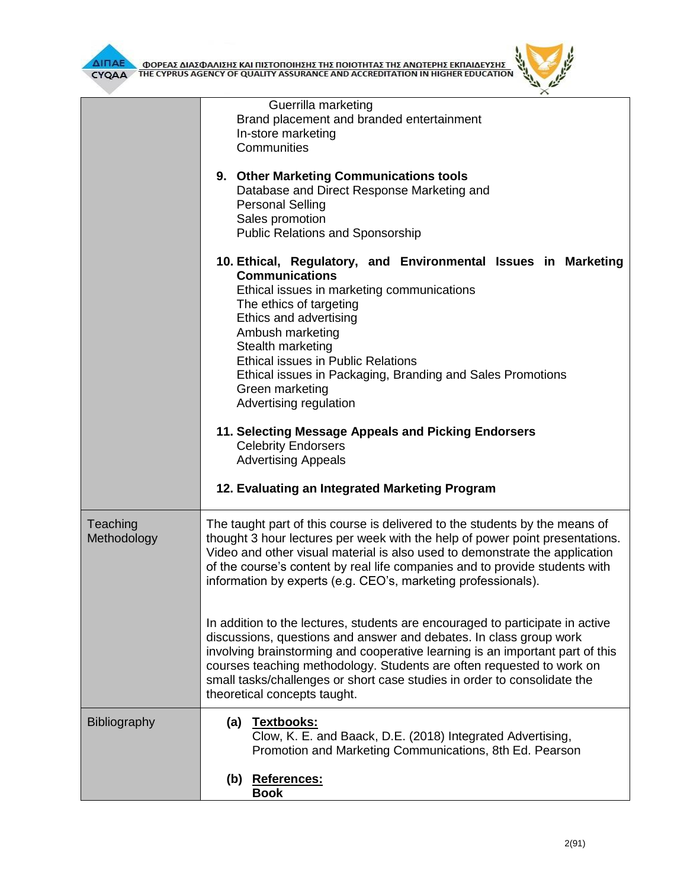| | |
|---|---|
| | Guerrilla marketing<br>Brand placement and branded entertainment<br>In-store marketing<br>Communities<br><br>**9. Other Marketing Communications tools**<br>Database and Direct Response Marketing and<br>Personal Selling<br>Sales promotion<br>Public Relations and Sponsorship<br><br>**10. Ethical, Regulatory, and Environmental Issues in Marketing Communications**<br>Ethical issues in marketing communications<br>The ethics of targeting<br>Ethics and advertising<br>Ambush marketing<br>Stealth marketing<br>Ethical issues in Public Relations<br>Ethical issues in Packaging, Branding and Sales Promotions<br>Green marketing<br>Advertising regulation<br><br>**11. Selecting Message Appeals and Picking Endorsers**<br>Celebrity Endorsers<br>Advertising Appeals<br><br>**12. Evaluating an Integrated Marketing Program** |
| Teaching Methodology | The taught part of this course is delivered to the students by the means of thought 3 hour lectures per week with the help of power point presentations. Video and other visual material is also used to demonstrate the application of the course's content by real life companies and to provide students with information by experts (e.g. CEO's, marketing professionals).<br><br>In addition to the lectures, students are encouraged to participate in active discussions, questions and answer and debates. In class group work involving brainstorming and cooperative learning is an important part of this courses teaching methodology. Students are often requested to work on small tasks/challenges or short case studies in order to consolidate the theoretical concepts taught. |
| Bibliography | **(a) Textbooks:**<br>Clow, K. E. and Baack, D.E. (2018) Integrated Advertising, Promotion and Marketing Communications, 8th Ed. Pearson<br><br>**(b) References:**<br>**Book** |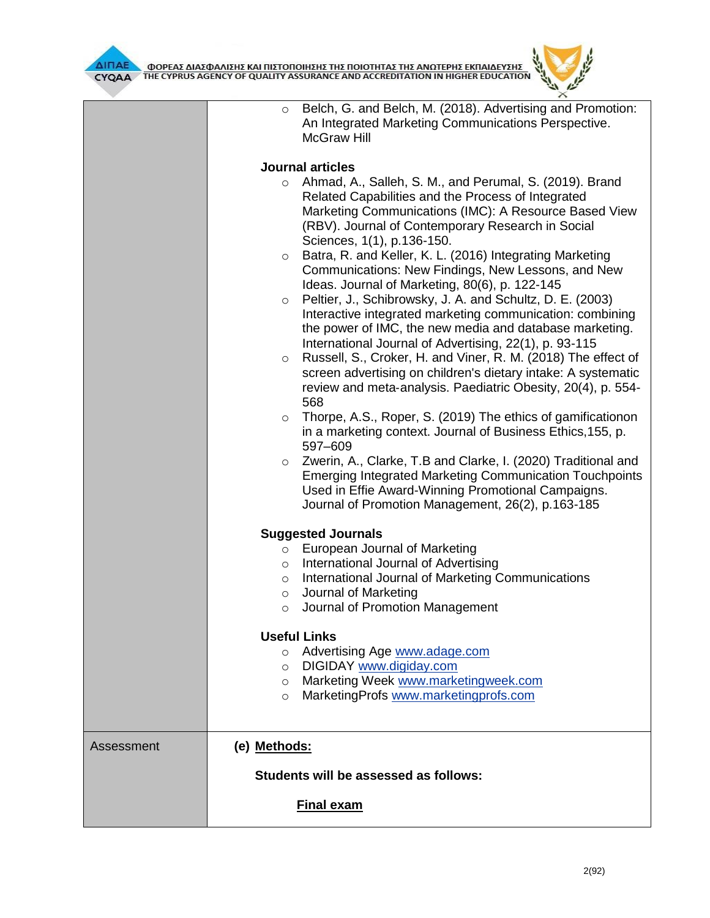| | |
|---|---|
| | ○ Belch, G. and Belch, M. (2018). Advertising and Promotion: An Integrated Marketing Communications Perspective. McGraw Hill<br><br>**Journal articles**<br>○ Ahmad, A., Salleh, S. M., and Perumal, S. (2019). Brand Related Capabilities and the Process of Integrated Marketing Communications (IMC): A Resource Based View (RBV). Journal of Contemporary Research in Social Sciences, 1(1), p.136-150.<br>○ Batra, R. and Keller, K. L. (2016) Integrating Marketing Communications: New Findings, New Lessons, and New Ideas. Journal of Marketing, 80(6), p. 122-145<br>○ Peltier, J., Schibrowsky, J. A. and Schultz, D. E. (2003) Interactive integrated marketing communication: combining the power of IMC, the new media and database marketing. International Journal of Advertising, 22(1), p. 93-115<br>○ Russell, S., Croker, H. and Viner, R. M. (2018) The effect of screen advertising on children's dietary intake: A systematic review and meta-analysis. Paediatric Obesity, 20(4), p. 554-568<br>○ Thorpe, A.S., Roper, S. (2019) The ethics of gamificationon in a marketing context. Journal of Business Ethics,155, p. 597–609<br>○ Zwerin, A., Clarke, T.B and Clarke, I. (2020) Traditional and Emerging Integrated Marketing Communication Touchpoints Used in Effie Award-Winning Promotional Campaigns. Journal of Promotion Management, 26(2), p.163-185<br><br>**Suggested Journals**<br>○ European Journal of Marketing<br>○ International Journal of Advertising<br>○ International Journal of Marketing Communications<br>○ Journal of Marketing<br>○ Journal of Promotion Management<br><br>**Useful Links**<br>○ Advertising Age www.adage.com<br>○ DIGIDAY www.digiday.com<br>○ Marketing Week www.marketingweek.com<br>○ MarketingProfs www.marketingprofs.com |
| Assessment | **(e) Methods:**<br><br>**Students will be assessed as follows:**<br><br>**Final exam** |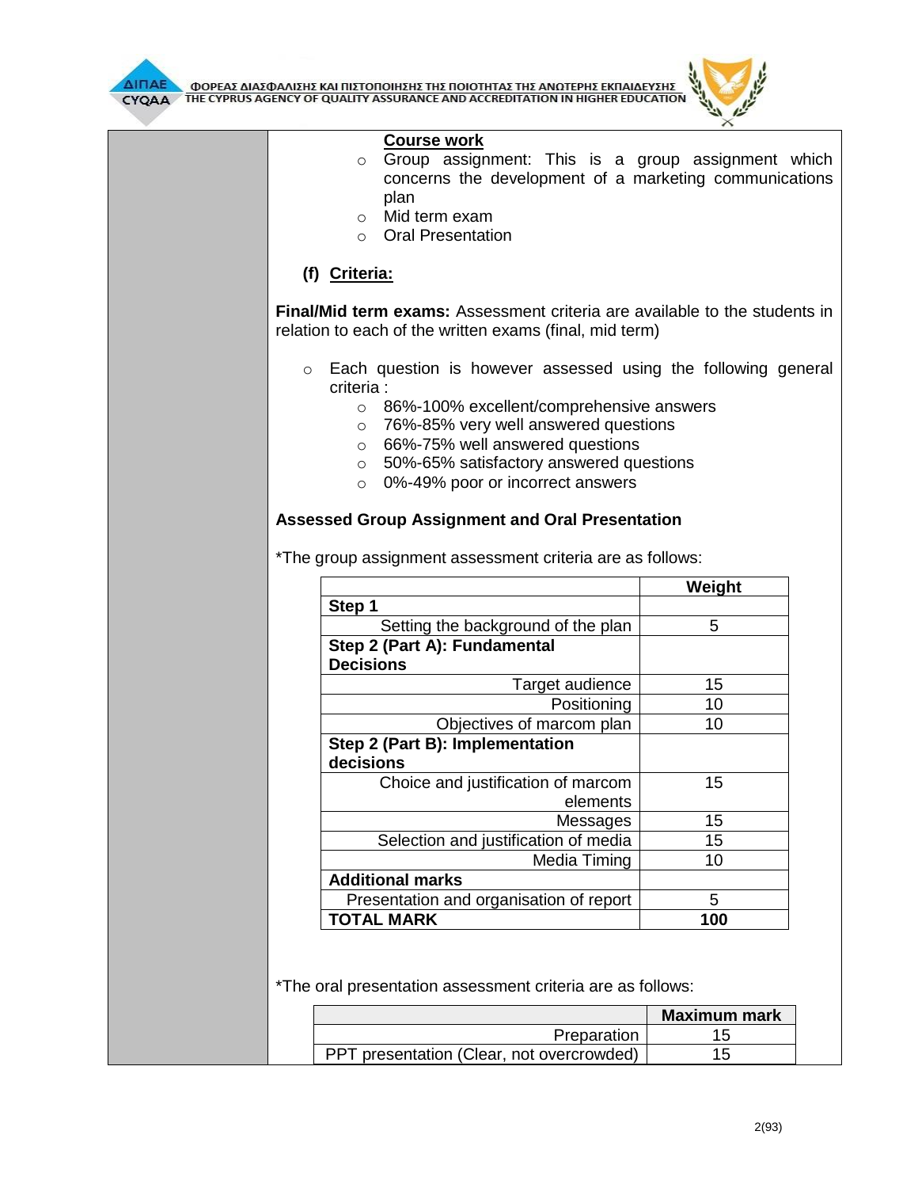**Course work**

- Group assignment: This is a group assignment which concerns the development of a marketing communications plan
- Mid term exam
- Oral Presentation

**(f) Criteria:**

**Final/Mid term exams:** Assessment criteria are available to the students in relation to each of the written exams (final, mid term)

- Each question is however assessed using the following general criteria :
  - 86%-100% excellent/comprehensive answers
  - 76%-85% very well answered questions
  - 66%-75% well answered questions
  - 50%-65% satisfactory answered questions
  - 0%-49% poor or incorrect answers

**Assessed Group Assignment and Oral Presentation**

*The group assignment assessment criteria are as follows:

| | Weight |
|---|---|
| **Step 1** | |
| Setting the background of the plan | 5 |
| **Step 2 (Part A): Fundamental Decisions** | |
| Target audience | 15 |
| Positioning | 10 |
| Objectives of marcom plan | 10 |
| **Step 2 (Part B): Implementation decisions** | |
| Choice and justification of marcom elements | 15 |
| Messages | 15 |
| Selection and justification of media | 15 |
| Media Timing | 10 |
| **Additional marks** | |
| Presentation and organisation of report | 5 |
| **TOTAL MARK** | **100** |

*The oral presentation assessment criteria are as follows:

| | Maximum mark |
|---|---|
| Preparation | 15 |
| PPT presentation (Clear, not overcrowded) | 15 |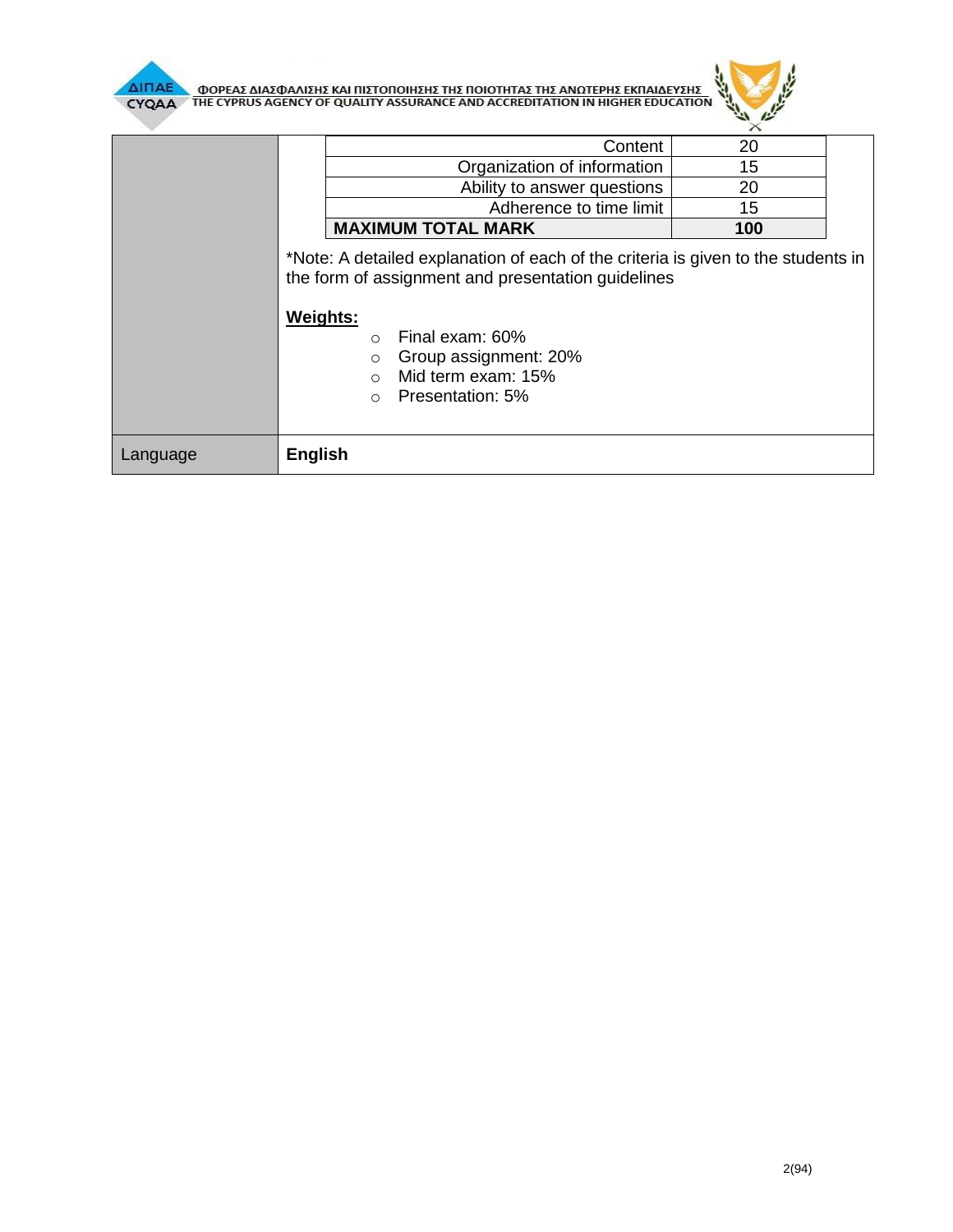| | |
|---|---|
| Content | 20 |
| Organization of information | 15 |
| Ability to answer questions | 20 |
| Adherence to time limit | 15 |
| **MAXIMUM TOTAL MARK** | **100** |

*Note: A detailed explanation of each of the criteria is given to the students in the form of assignment and presentation guidelines

**Weights:**

- Final exam: 60%
- Group assignment: 20%
- Mid term exam: 15%
- Presentation: 5%

| | |
|---|---|
| Language | **English** |